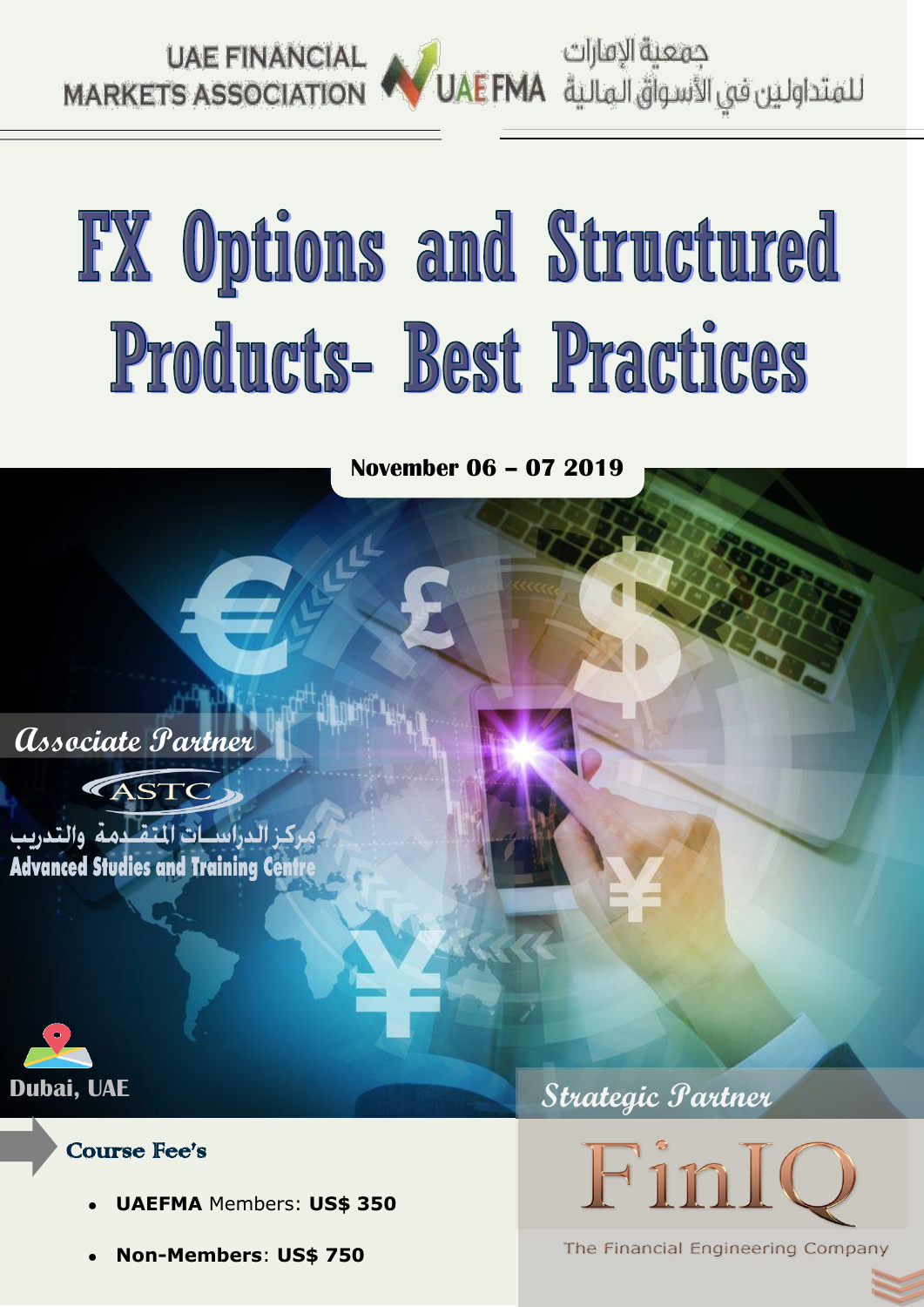UAE FINANCIAL MARKETS ASSOCIATION

UAE FMA

جمعية الإمارات للمتداولين في الأسواق المالية

# FX Options and Structured Products- Best Practices

**November 06 – 07 2019**

*Associate Partner*

ASTC

مركز الدراسات المتقدمة والتدريب

**Advanced Studies and Training Centre**

**Dubai, UAE**

*Strategic Partner*

FinIQ

The Financial Engineering Company

## Course Fee's

- **UAEFMA** Members: **US$ 350**
- **Non-Members**: **US$ 750**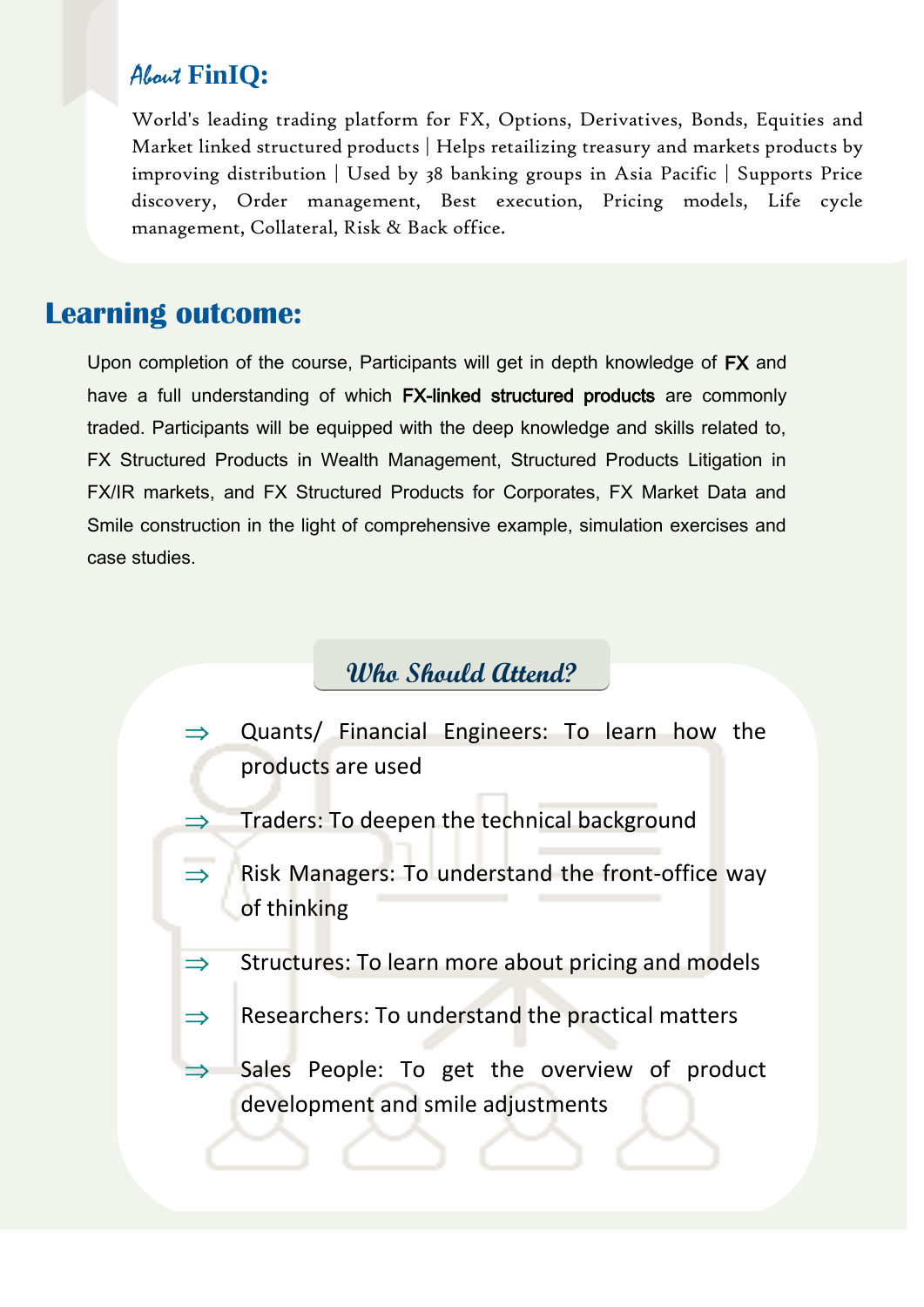## About FinIQ:

World's leading trading platform for FX, Options, Derivatives, Bonds, Equities and Market linked structured products | Helps retailizing treasury and markets products by improving distribution | Used by 38 banking groups in Asia Pacific | Supports Price discovery, Order management, Best execution, Pricing models, Life cycle management, Collateral, Risk & Back office.

## Learning outcome:

Upon completion of the course, Participants will get in depth knowledge of **FX** and have a full understanding of which **FX-linked structured products** are commonly traded. Participants will be equipped with the deep knowledge and skills related to, FX Structured Products in Wealth Management, Structured Products Litigation in FX/IR markets, and FX Structured Products for Corporates, FX Market Data and Smile construction in the light of comprehensive example, simulation exercises and case studies.

## Who Should Attend?

- ⇒ Quants/ Financial Engineers: To learn how the products are used
- ⇒ Traders: To deepen the technical background
- ⇒ Risk Managers: To understand the front-office way of thinking
- ⇒ Structures: To learn more about pricing and models
- ⇒ Researchers: To understand the practical matters
- ⇒ Sales People: To get the overview of product development and smile adjustments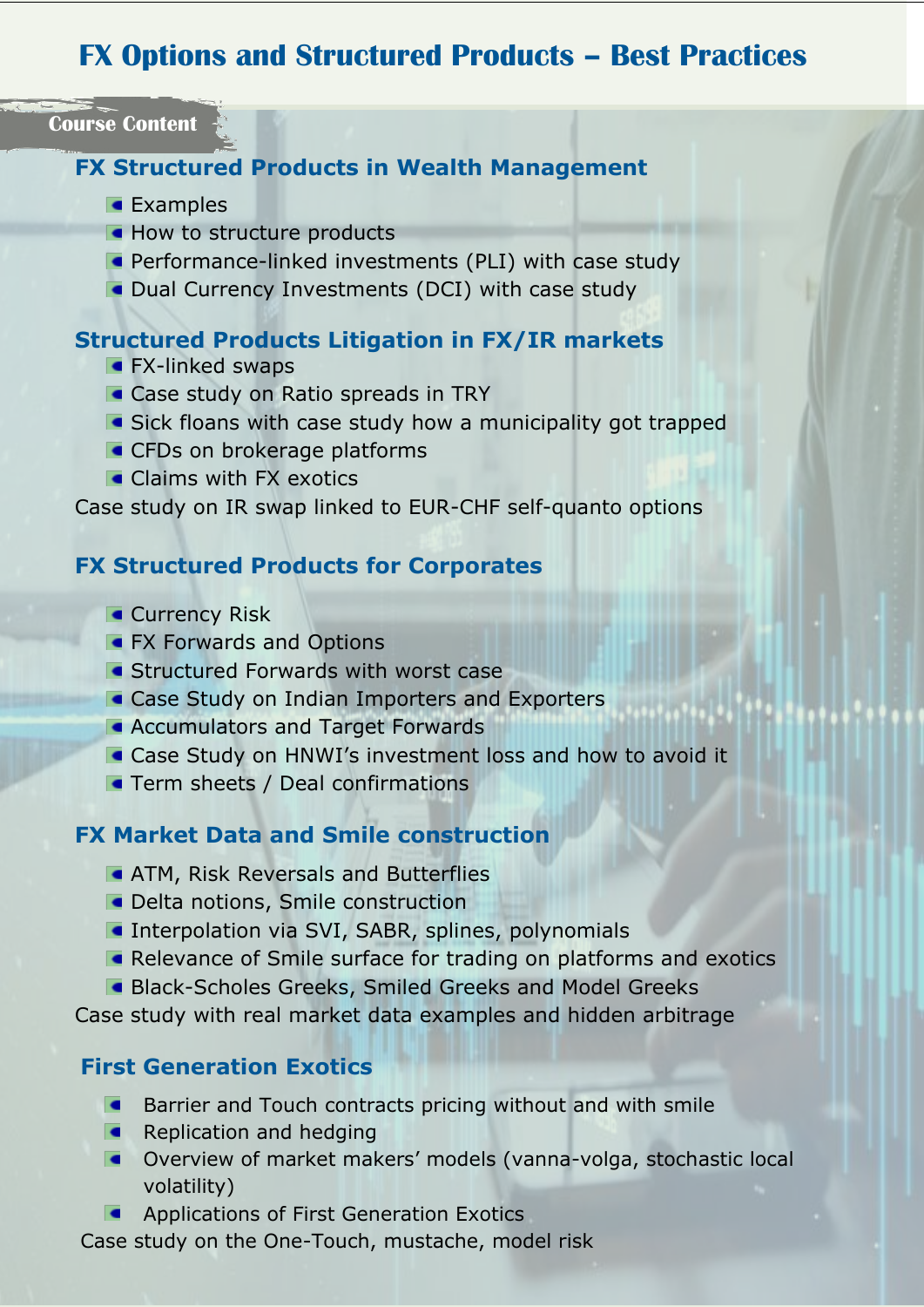# FX Options and Structured Products – Best Practices

**Course Content**

## FX Structured Products in Wealth Management

- Examples
- How to structure products
- Performance-linked investments (PLI) with case study
- Dual Currency Investments (DCI) with case study

## Structured Products Litigation in FX/IR markets

- FX-linked swaps
- Case study on Ratio spreads in TRY
- Sick floans with case study how a municipality got trapped
- CFDs on brokerage platforms
- Claims with FX exotics

Case study on IR swap linked to EUR-CHF self-quanto options

## FX Structured Products for Corporates

- Currency Risk
- FX Forwards and Options
- Structured Forwards with worst case
- Case Study on Indian Importers and Exporters
- Accumulators and Target Forwards
- Case Study on HNWI's investment loss and how to avoid it
- Term sheets / Deal confirmations

## FX Market Data and Smile construction

- ATM, Risk Reversals and Butterflies
- Delta notions, Smile construction
- Interpolation via SVI, SABR, splines, polynomials
- Relevance of Smile surface for trading on platforms and exotics
- Black-Scholes Greeks, Smiled Greeks and Model Greeks

Case study with real market data examples and hidden arbitrage

## First Generation Exotics

- Barrier and Touch contracts pricing without and with smile
- Replication and hedging
- Overview of market makers' models (vanna-volga, stochastic local volatility)
- Applications of First Generation Exotics

Case study on the One-Touch, mustache, model risk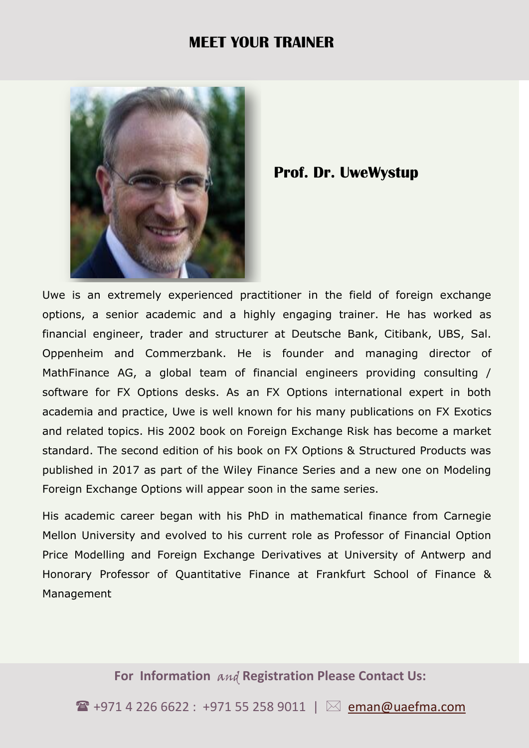# MEET YOUR TRAINER

**Prof. Dr. UweWystup**

Uwe is an extremely experienced practitioner in the field of foreign exchange options, a senior academic and a highly engaging trainer. He has worked as financial engineer, trader and structurer at Deutsche Bank, Citibank, UBS, Sal. Oppenheim and Commerzbank. He is founder and managing director of MathFinance AG, a global team of financial engineers providing consulting / software for FX Options desks. As an FX Options international expert in both academia and practice, Uwe is well known for his many publications on FX Exotics and related topics. His 2002 book on Foreign Exchange Risk has become a market standard. The second edition of his book on FX Options & Structured Products was published in 2017 as part of the Wiley Finance Series and a new one on Modeling Foreign Exchange Options will appear soon in the same series.

His academic career began with his PhD in mathematical finance from Carnegie Mellon University and evolved to his current role as Professor of Financial Option Price Modelling and Foreign Exchange Derivatives at University of Antwerp and Honorary Professor of Quantitative Finance at Frankfurt School of Finance & Management

**For Information *and* Registration Please Contact Us:**

☎ +971 4 226 6622 : +971 55 258 9011 | ✉ eman@uaefma.com